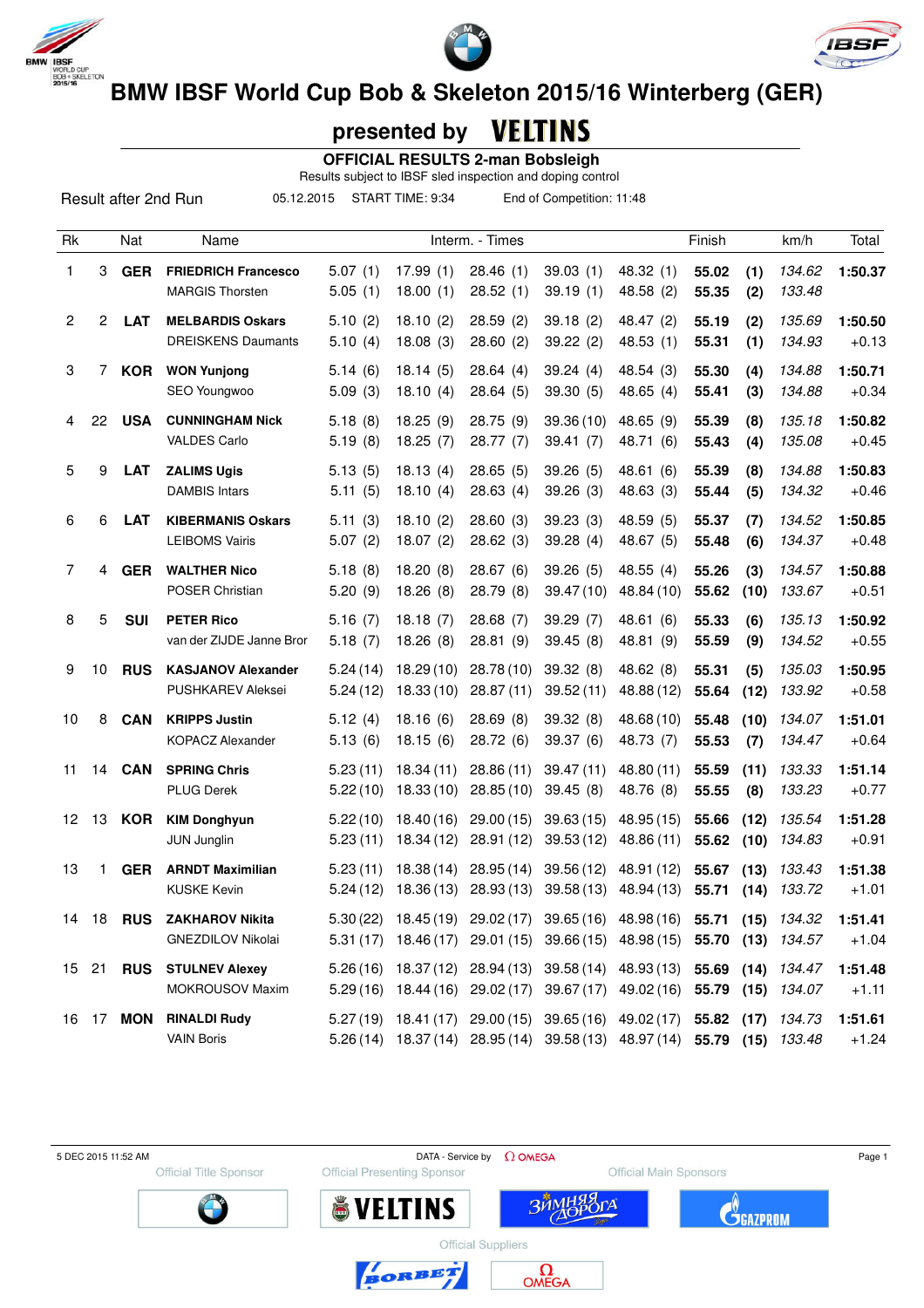# BMW IBSF World Cup Bob & Skeleton 2015/16 Winterberg (GER)

## presented by VELTINS

### OFFICIAL RESULTS 2-man Bobsleigh

Results subject to IBSF sled inspection and doping control

Result after 2nd Run | 05.12.2015 | START TIME: 9:34 | End of Competition: 11:48

| Rk | | Nat | Name | Interm. - Times | | | | | Finish | | km/h | Total |
|---|---|---|---|---|---|---|---|---|---|---|---|---|
| 1 | 3 | GER | **FRIEDRICH Francesco** | 5.07 (1) | 17.99 (1) | 28.46 (1) | 39.03 (1) | 48.32 (1) | **55.02** | **(1)** | *134.62* | **1:50.37** |
| | | | MARGIS Thorsten | 5.05 (1) | 18.00 (1) | 28.52 (1) | 39.19 (1) | 48.58 (2) | **55.35** | **(2)** | *133.48* | |
| 2 | 2 | LAT | **MELBARDIS Oskars** | 5.10 (2) | 18.10 (2) | 28.59 (2) | 39.18 (2) | 48.47 (2) | **55.19** | **(2)** | *135.69* | **1:50.50** |
| | | | DREISKENS Daumants | 5.10 (4) | 18.08 (3) | 28.60 (2) | 39.22 (2) | 48.53 (1) | **55.31** | **(1)** | *134.93* | +0.13 |
| 3 | 7 | KOR | **WON Yunjong** | 5.14 (6) | 18.14 (5) | 28.64 (4) | 39.24 (4) | 48.54 (3) | **55.30** | **(4)** | *134.88* | **1:50.71** |
| | | | SEO Youngwoo | 5.09 (3) | 18.10 (4) | 28.64 (5) | 39.30 (5) | 48.65 (4) | **55.41** | **(3)** | *134.88* | +0.34 |
| 4 | 22 | USA | **CUNNINGHAM Nick** | 5.18 (8) | 18.25 (9) | 28.75 (9) | 39.36 (10) | 48.65 (9) | **55.39** | **(8)** | *135.18* | **1:50.82** |
| | | | VALDES Carlo | 5.19 (8) | 18.25 (7) | 28.77 (7) | 39.41 (7) | 48.71 (6) | **55.43** | **(4)** | *135.08* | +0.45 |
| 5 | 9 | LAT | **ZALIMS Ugis** | 5.13 (5) | 18.13 (4) | 28.65 (5) | 39.26 (5) | 48.61 (6) | **55.39** | **(8)** | *134.88* | **1:50.83** |
| | | | DAMBIS Intars | 5.11 (5) | 18.10 (4) | 28.63 (4) | 39.26 (3) | 48.63 (3) | **55.44** | **(5)** | *134.32* | +0.46 |
| 6 | 6 | LAT | **KIBERMANIS Oskars** | 5.11 (3) | 18.10 (2) | 28.60 (3) | 39.23 (3) | 48.59 (5) | **55.37** | **(7)** | *134.52* | **1:50.85** |
| | | | LEIBOMS Vairis | 5.07 (2) | 18.07 (2) | 28.62 (3) | 39.28 (4) | 48.67 (5) | **55.48** | **(6)** | *134.37* | +0.48 |
| 7 | 4 | GER | **WALTHER Nico** | 5.18 (8) | 18.20 (8) | 28.67 (6) | 39.26 (5) | 48.55 (4) | **55.26** | **(3)** | *134.57* | **1:50.88** |
| | | | POSER Christian | 5.20 (9) | 18.26 (8) | 28.79 (8) | 39.47 (10) | 48.84 (10) | **55.62** | **(10)** | *133.67* | +0.51 |
| 8 | 5 | SUI | **PETER Rico** | 5.16 (7) | 18.18 (7) | 28.68 (7) | 39.29 (7) | 48.61 (6) | **55.33** | **(6)** | *135.13* | **1:50.92** |
| | | | van der ZIJDE Janne Bror | 5.18 (7) | 18.26 (8) | 28.81 (9) | 39.45 (8) | 48.81 (9) | **55.59** | **(9)** | *134.52* | +0.55 |
| 9 | 10 | RUS | **KASJANOV Alexander** | 5.24 (14) | 18.29 (10) | 28.78 (10) | 39.32 (8) | 48.62 (8) | **55.31** | **(5)** | *135.03* | **1:50.95** |
| | | | PUSHKAREV Aleksei | 5.24 (12) | 18.33 (10) | 28.87 (11) | 39.52 (11) | 48.88 (12) | **55.64** | **(12)** | *133.92* | +0.58 |
| 10 | 8 | CAN | **KRIPPS Justin** | 5.12 (4) | 18.16 (6) | 28.69 (8) | 39.32 (8) | 48.68 (10) | **55.48** | **(10)** | *134.07* | **1:51.01** |
| | | | KOPACZ Alexander | 5.13 (6) | 18.15 (6) | 28.72 (6) | 39.37 (6) | 48.73 (7) | **55.53** | **(7)** | *134.47* | +0.64 |
| 11 | 14 | CAN | **SPRING Chris** | 5.23 (11) | 18.34 (11) | 28.86 (11) | 39.47 (11) | 48.80 (11) | **55.59** | **(11)** | *133.33* | **1:51.14** |
| | | | PLUG Derek | 5.22 (10) | 18.33 (10) | 28.85 (10) | 39.45 (8) | 48.76 (8) | **55.55** | **(8)** | *133.23* | +0.77 |
| 12 | 13 | KOR | **KIM Donghyun** | 5.22 (10) | 18.40 (16) | 29.00 (15) | 39.63 (15) | 48.95 (15) | **55.66** | **(12)** | *135.54* | **1:51.28** |
| | | | JUN Junglin | 5.23 (11) | 18.34 (12) | 28.91 (12) | 39.53 (12) | 48.86 (11) | **55.62** | **(10)** | *134.83* | +0.91 |
| 13 | 1 | GER | **ARNDT Maximilian** | 5.23 (11) | 18.38 (14) | 28.95 (14) | 39.56 (12) | 48.91 (12) | **55.67** | **(13)** | *133.43* | **1:51.38** |
| | | | KUSKE Kevin | 5.24 (12) | 18.36 (13) | 28.93 (13) | 39.58 (13) | 48.94 (13) | **55.71** | **(14)** | *133.72* | +1.01 |
| 14 | 18 | RUS | **ZAKHAROV Nikita** | 5.30 (22) | 18.45 (19) | 29.02 (17) | 39.65 (16) | 48.98 (16) | **55.71** | **(15)** | *134.32* | **1:51.41** |
| | | | GNEZDILOV Nikolai | 5.31 (17) | 18.46 (17) | 29.01 (15) | 39.66 (15) | 48.98 (15) | **55.70** | **(13)** | *134.57* | +1.04 |
| 15 | 21 | RUS | **STULNEV Alexey** | 5.26 (16) | 18.37 (12) | 28.94 (13) | 39.58 (14) | 48.93 (13) | **55.69** | **(14)** | *134.47* | **1:51.48** |
| | | | MOKROUSOV Maxim | 5.29 (16) | 18.44 (16) | 29.02 (17) | 39.67 (17) | 49.02 (16) | **55.79** | **(15)** | *134.07* | +1.11 |
| 16 | 17 | MON | **RINALDI Rudy** | 5.27 (19) | 18.41 (17) | 29.00 (15) | 39.65 (16) | 49.02 (17) | **55.82** | **(17)** | *134.73* | **1:51.61** |
| | | | VAIN Boris | 5.26 (14) | 18.37 (14) | 28.95 (14) | 39.58 (13) | 48.97 (14) | **55.79** | **(15)** | *133.48* | +1.24 |

5 DEC 2015 11:52 AM | DATA - Service by OMEGA

Official Title Sponsor: BMW | Official Presenting Sponsor: VELTINS | Official Main Sponsors: Зимняя Дорога, GAZPROM

Official Suppliers: BORBET, OMEGA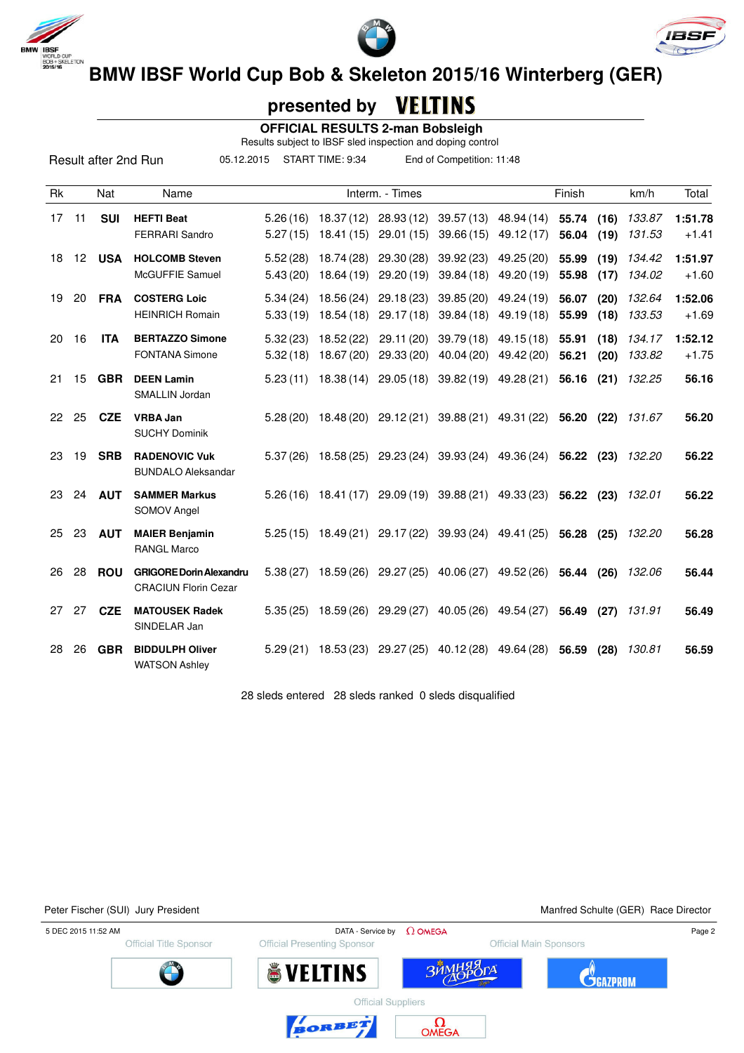# BMW IBSF World Cup Bob & Skeleton 2015/16 Winterberg (GER)

## presented by VELTINS

### OFFICIAL RESULTS 2-man Bobsleigh

Results subject to IBSF sled inspection and doping control

Result after 2nd Run 05.12.2015 START TIME: 9:34 End of Competition: 11:48

| Rk | | Nat | Name | Interm. - Times | | | | | Finish | | km/h | Total |
|---|---|---|---|---|---|---|---|---|---|---|---|---|
| 17 | 11 | **SUI** | **HEFTI Beat** | 5.26 (16) | 18.37 (12) | 28.93 (12) | 39.57 (13) | 48.94 (14) | **55.74** | **(16)** | *133.87* | **1:51.78** |
| | | | FERRARI Sandro | 5.27 (15) | 18.41 (15) | 29.01 (15) | 39.66 (15) | 49.12 (17) | **56.04** | **(19)** | *131.53* | +1.41 |
| 18 | 12 | **USA** | **HOLCOMB Steven** | 5.52 (28) | 18.74 (28) | 29.30 (28) | 39.92 (23) | 49.25 (20) | **55.99** | **(19)** | *134.42* | **1:51.97** |
| | | | McGUFFIE Samuel | 5.43 (20) | 18.64 (19) | 29.20 (19) | 39.84 (18) | 49.20 (19) | **55.98** | **(17)** | *134.02* | +1.60 |
| 19 | 20 | **FRA** | **COSTERG Loic** | 5.34 (24) | 18.56 (24) | 29.18 (23) | 39.85 (20) | 49.24 (19) | **56.07** | **(20)** | *132.64* | **1:52.06** |
| | | | HEINRICH Romain | 5.33 (19) | 18.54 (18) | 29.17 (18) | 39.84 (18) | 49.19 (18) | **55.99** | **(18)** | *133.53* | +1.69 |
| 20 | 16 | **ITA** | **BERTAZZO Simone** | 5.32 (23) | 18.52 (22) | 29.11 (20) | 39.79 (18) | 49.15 (18) | **55.91** | **(18)** | *134.17* | **1:52.12** |
| | | | FONTANA Simone | 5.32 (18) | 18.67 (20) | 29.33 (20) | 40.04 (20) | 49.42 (20) | **56.21** | **(20)** | *133.82* | +1.75 |
| 21 | 15 | **GBR** | **DEEN Lamin** | 5.23 (11) | 18.38 (14) | 29.05 (18) | 39.82 (19) | 49.28 (21) | **56.16** | **(21)** | *132.25* | **56.16** |
| | | | SMALLIN Jordan | | | | | | | | | |
| 22 | 25 | **CZE** | **VRBA Jan** | 5.28 (20) | 18.48 (20) | 29.12 (21) | 39.88 (21) | 49.31 (22) | **56.20** | **(22)** | *131.67* | **56.20** |
| | | | SUCHY Dominik | | | | | | | | | |
| 23 | 19 | **SRB** | **RADENOVIC Vuk** | 5.37 (26) | 18.58 (25) | 29.23 (24) | 39.93 (24) | 49.36 (24) | **56.22** | **(23)** | *132.20* | **56.22** |
| | | | BUNDALO Aleksandar | | | | | | | | | |
| 23 | 24 | **AUT** | **SAMMER Markus** | 5.26 (16) | 18.41 (17) | 29.09 (19) | 39.88 (21) | 49.33 (23) | **56.22** | **(23)** | *132.01* | **56.22** |
| | | | SOMOV Angel | | | | | | | | | |
| 25 | 23 | **AUT** | **MAIER Benjamin** | 5.25 (15) | 18.49 (21) | 29.17 (22) | 39.93 (24) | 49.41 (25) | **56.28** | **(25)** | *132.20* | **56.28** |
| | | | RANGL Marco | | | | | | | | | |
| 26 | 28 | **ROU** | **GRIGORE Dorin Alexandru** | 5.38 (27) | 18.59 (26) | 29.27 (25) | 40.06 (27) | 49.52 (26) | **56.44** | **(26)** | *132.06* | **56.44** |
| | | | CRACIUN Florin Cezar | | | | | | | | | |
| 27 | 27 | **CZE** | **MATOUSEK Radek** | 5.35 (25) | 18.59 (26) | 29.29 (27) | 40.05 (26) | 49.54 (27) | **56.49** | **(27)** | *131.91* | **56.49** |
| | | | SINDELAR Jan | | | | | | | | | |
| 28 | 26 | **GBR** | **BIDDULPH Oliver** | 5.29 (21) | 18.53 (23) | 29.27 (25) | 40.12 (28) | 49.64 (28) | **56.59** | **(28)** | *130.81* | **56.59** |
| | | | WATSON Ashley | | | | | | | | | |

28 sleds entered 28 sleds ranked 0 sleds disqualified

Peter Fischer (SUI) Jury President

Manfred Schulte (GER) Race Director

5 DEC 2015 11:52 AM DATA - Service by OMEGA

Official Title Sponsor · Official Presenting Sponsor · Official Main Sponsors · Official Suppliers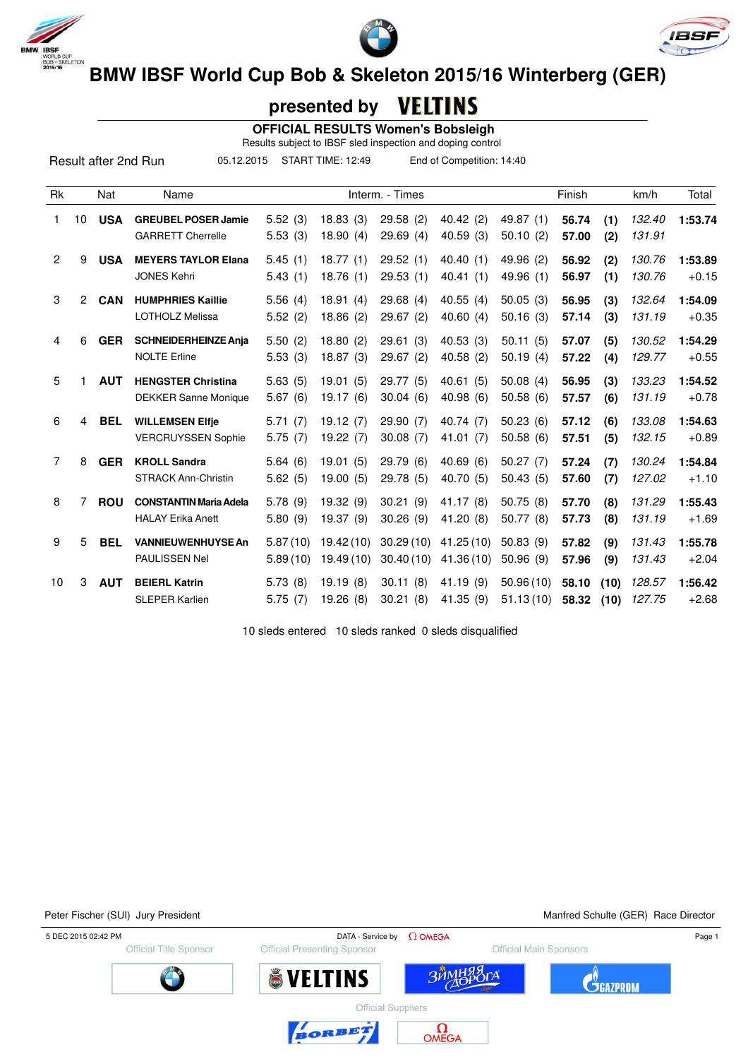# BMW IBSF World Cup Bob & Skeleton 2015/16 Winterberg (GER)

## presented by VELTINS

### OFFICIAL RESULTS Women's Bobsleigh

Results subject to IBSF sled inspection and doping control

Result after 2nd Run | 05.12.2015 | START TIME: 12:49 | End of Competition: 14:40

| Rk | | Nat | Name | Interm. - Times | | | | | Finish | | km/h | Total |
|---|---|---|---|---|---|---|---|---|---|---|---|---|
| 1 | 10 | USA | **GREUBEL POSER Jamie** | 5.52 (3) | 18.83 (3) | 29.58 (2) | 40.42 (2) | 49.87 (1) | **56.74** | **(1)** | *132.40* | **1:53.74** |
| | | | GARRETT Cherrelle | 5.53 (3) | 18.90 (4) | 29.69 (4) | 40.59 (3) | 50.10 (2) | **57.00** | **(2)** | *131.91* | |
| 2 | 9 | USA | **MEYERS TAYLOR Elana** | 5.45 (1) | 18.77 (1) | 29.52 (1) | 40.40 (1) | 49.96 (2) | **56.92** | **(2)** | *130.76* | **1:53.89** |
| | | | JONES Kehri | 5.43 (1) | 18.76 (1) | 29.53 (1) | 40.41 (1) | 49.96 (1) | **56.97** | **(1)** | *130.76* | +0.15 |
| 3 | 2 | CAN | **HUMPHRIES Kaillie** | 5.56 (4) | 18.91 (4) | 29.68 (4) | 40.55 (4) | 50.05 (3) | **56.95** | **(3)** | *132.64* | **1:54.09** |
| | | | LOTHOLZ Melissa | 5.52 (2) | 18.86 (2) | 29.67 (2) | 40.60 (4) | 50.16 (3) | **57.14** | **(3)** | *131.19* | +0.35 |
| 4 | 6 | GER | **SCHNEIDERHEINZE Anja** | 5.50 (2) | 18.80 (2) | 29.61 (3) | 40.53 (3) | 50.11 (5) | **57.07** | **(5)** | *130.52* | **1:54.29** |
| | | | NOLTE Erline | 5.53 (3) | 18.87 (3) | 29.67 (2) | 40.58 (2) | 50.19 (4) | **57.22** | **(4)** | *129.77* | +0.55 |
| 5 | 1 | AUT | **HENGSTER Christina** | 5.63 (5) | 19.01 (5) | 29.77 (5) | 40.61 (5) | 50.08 (4) | **56.95** | **(3)** | *133.23* | **1:54.52** |
| | | | DEKKER Sanne Monique | 5.67 (6) | 19.17 (6) | 30.04 (6) | 40.98 (6) | 50.58 (6) | **57.57** | **(6)** | *131.19* | +0.78 |
| 6 | 4 | BEL | **WILLEMSEN Elfje** | 5.71 (7) | 19.12 (7) | 29.90 (7) | 40.74 (7) | 50.23 (6) | **57.12** | **(6)** | *133.08* | **1:54.63** |
| | | | VERCRUYSSEN Sophie | 5.75 (7) | 19.22 (7) | 30.08 (7) | 41.01 (7) | 50.58 (6) | **57.51** | **(5)** | *132.15* | +0.89 |
| 7 | 8 | GER | **KROLL Sandra** | 5.64 (6) | 19.01 (5) | 29.79 (6) | 40.69 (6) | 50.27 (7) | **57.24** | **(7)** | *130.24* | **1:54.84** |
| | | | STRACK Ann-Christin | 5.62 (5) | 19.00 (5) | 29.78 (5) | 40.70 (5) | 50.43 (5) | **57.60** | **(7)** | *127.02* | +1.10 |
| 8 | 7 | ROU | **CONSTANTIN Maria Adela** | 5.78 (9) | 19.32 (9) | 30.21 (9) | 41.17 (8) | 50.75 (8) | **57.70** | **(8)** | *131.29* | **1:55.43** |
| | | | HALAY Erika Anett | 5.80 (9) | 19.37 (9) | 30.26 (9) | 41.20 (8) | 50.77 (8) | **57.73** | **(8)** | *131.19* | +1.69 |
| 9 | 5 | BEL | **VANNIEUWENHUYSE An** | 5.87 (10) | 19.42 (10) | 30.29 (10) | 41.25 (10) | 50.83 (9) | **57.82** | **(9)** | *131.43* | **1:55.78** |
| | | | PAULISSEN Nel | 5.89 (10) | 19.49 (10) | 30.40 (10) | 41.36 (10) | 50.96 (9) | **57.96** | **(9)** | *131.43* | +2.04 |
| 10 | 3 | AUT | **BEIERL Katrin** | 5.73 (8) | 19.19 (8) | 30.11 (8) | 41.19 (9) | 50.96 (10) | **58.10** | **(10)** | *128.57* | **1:56.42** |
| | | | SLEPER Karlien | 5.75 (7) | 19.26 (8) | 30.21 (8) | 41.35 (9) | 51.13 (10) | **58.32** | **(10)** | *127.75* | +2.68 |

10 sleds entered 10 sleds ranked 0 sleds disqualified

Peter Fischer (SUI) Jury President

Manfred Schulte (GER) Race Director

5 DEC 2015 02:42 PM — DATA - Service by OMEGA

Official Title Sponsor — Official Presenting Sponsor — Official Main Sponsors

Official Suppliers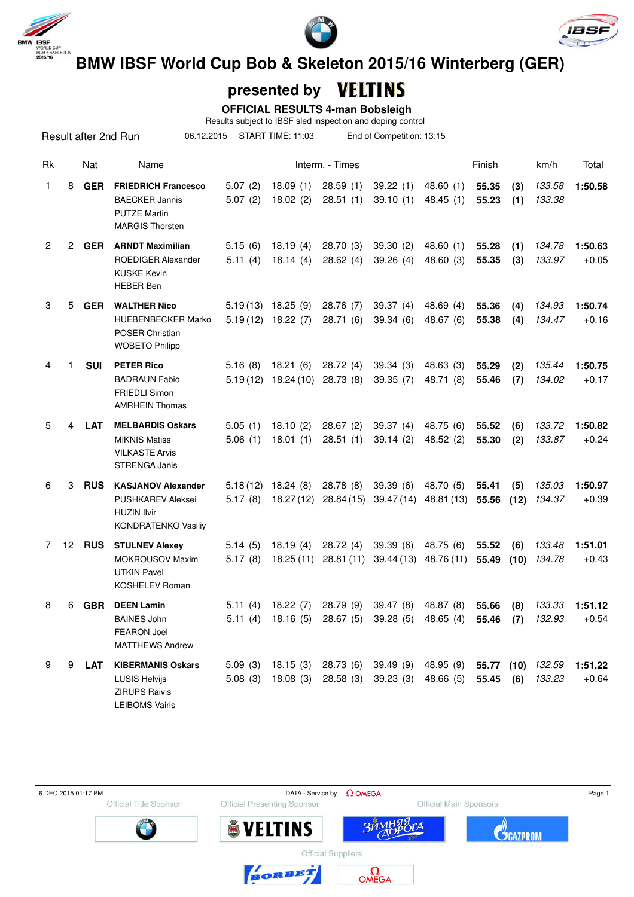# BMW IBSF World Cup Bob & Skeleton 2015/16 Winterberg (GER)

## presented by VELTINS

### OFFICIAL RESULTS 4-man Bobsleigh

Results subject to IBSF sled inspection and doping control

Result after 2nd Run | 06.12.2015 | START TIME: 11:03 | End of Competition: 13:15

| Rk | | Nat | Name | Interm. - Times | | | | | Finish | | km/h | Total |
|---|---|---|---|---|---|---|---|---|---|---|---|---|
| 1 | 8 | **GER** | **FRIEDRICH Francesco** | 5.07 (2) | 18.09 (1) | 28.59 (1) | 39.22 (1) | 48.60 (1) | **55.35** | **(3)** | *133.58* | **1:50.58** |
| | | | BAECKER Jannis | 5.07 (2) | 18.02 (2) | 28.51 (1) | 39.10 (1) | 48.45 (1) | **55.23** | **(1)** | *133.38* | |
| | | | PUTZE Martin | | | | | | | | | |
| | | | MARGIS Thorsten | | | | | | | | | |
| 2 | 2 | **GER** | **ARNDT Maximilian** | 5.15 (6) | 18.19 (4) | 28.70 (3) | 39.30 (2) | 48.60 (1) | **55.28** | **(1)** | *134.78* | **1:50.63** |
| | | | ROEDIGER Alexander | 5.11 (4) | 18.14 (4) | 28.62 (4) | 39.26 (4) | 48.60 (3) | **55.35** | **(3)** | *133.97* | +0.05 |
| | | | KUSKE Kevin | | | | | | | | | |
| | | | HEBER Ben | | | | | | | | | |
| 3 | 5 | **GER** | **WALTHER Nico** | 5.19 (13) | 18.25 (9) | 28.76 (7) | 39.37 (4) | 48.69 (4) | **55.36** | **(4)** | *134.93* | **1:50.74** |
| | | | HUEBENBECKER Marko | 5.19 (12) | 18.22 (7) | 28.71 (6) | 39.34 (6) | 48.67 (6) | **55.38** | **(4)** | *134.47* | +0.16 |
| | | | POSER Christian | | | | | | | | | |
| | | | WOBETO Philipp | | | | | | | | | |
| 4 | 1 | **SUI** | **PETER Rico** | 5.16 (8) | 18.21 (6) | 28.72 (4) | 39.34 (3) | 48.63 (3) | **55.29** | **(2)** | *135.44* | **1:50.75** |
| | | | BADRAUN Fabio | 5.19 (12) | 18.24 (10) | 28.73 (8) | 39.35 (7) | 48.71 (8) | **55.46** | **(7)** | *134.02* | +0.17 |
| | | | FRIEDLI Simon | | | | | | | | | |
| | | | AMRHEIN Thomas | | | | | | | | | |
| 5 | 4 | **LAT** | **MELBARDIS Oskars** | 5.05 (1) | 18.10 (2) | 28.67 (2) | 39.37 (4) | 48.75 (6) | **55.52** | **(6)** | *133.72* | **1:50.82** |
| | | | MIKNIS Matiss | 5.06 (1) | 18.01 (1) | 28.51 (1) | 39.14 (2) | 48.52 (2) | **55.30** | **(2)** | *133.87* | +0.24 |
| | | | VILKASTE Arvis | | | | | | | | | |
| | | | STRENGA Janis | | | | | | | | | |
| 6 | 3 | **RUS** | **KASJANOV Alexander** | 5.18 (12) | 18.24 (8) | 28.78 (8) | 39.39 (6) | 48.70 (5) | **55.41** | **(5)** | *135.03* | **1:50.97** |
| | | | PUSHKAREV Aleksei | 5.17 (8) | 18.27 (12) | 28.84 (15) | 39.47 (14) | 48.81 (13) | **55.56** | **(12)** | *134.37* | +0.39 |
| | | | HUZIN Ilvir | | | | | | | | | |
| | | | KONDRATENKO Vasiliy | | | | | | | | | |
| 7 | 12 | **RUS** | **STULNEV Alexey** | 5.14 (5) | 18.19 (4) | 28.72 (4) | 39.39 (6) | 48.75 (6) | **55.52** | **(6)** | *133.48* | **1:51.01** |
| | | | MOKROUSOV Maxim | 5.17 (8) | 18.25 (11) | 28.81 (11) | 39.44 (13) | 48.76 (11) | **55.49** | **(10)** | *134.78* | +0.43 |
| | | | UTKIN Pavel | | | | | | | | | |
| | | | KOSHELEV Roman | | | | | | | | | |
| 8 | 6 | **GBR** | **DEEN Lamin** | 5.11 (4) | 18.22 (7) | 28.79 (9) | 39.47 (8) | 48.87 (8) | **55.66** | **(8)** | *133.33* | **1:51.12** |
| | | | BAINES John | 5.11 (4) | 18.16 (5) | 28.67 (5) | 39.28 (5) | 48.65 (4) | **55.46** | **(7)** | *132.93* | +0.54 |
| | | | FEARON Joel | | | | | | | | | |
| | | | MATTHEWS Andrew | | | | | | | | | |
| 9 | 9 | **LAT** | **KIBERMANIS Oskars** | 5.09 (3) | 18.15 (3) | 28.73 (6) | 39.49 (9) | 48.95 (9) | **55.77** | **(10)** | *132.59* | **1:51.22** |
| | | | LUSIS Helvijs | 5.08 (3) | 18.08 (3) | 28.58 (3) | 39.23 (3) | 48.66 (5) | **55.45** | **(6)** | *133.23* | +0.64 |
| | | | ZIRUPS Raivis | | | | | | | | | |
| | | | LEIBOMS Vairis | | | | | | | | | |

6 DEC 2015 01:17 PM — DATA - Service by OMEGA

Official Title Sponsor — Official Presenting Sponsor — Official Main Sponsors

Official Suppliers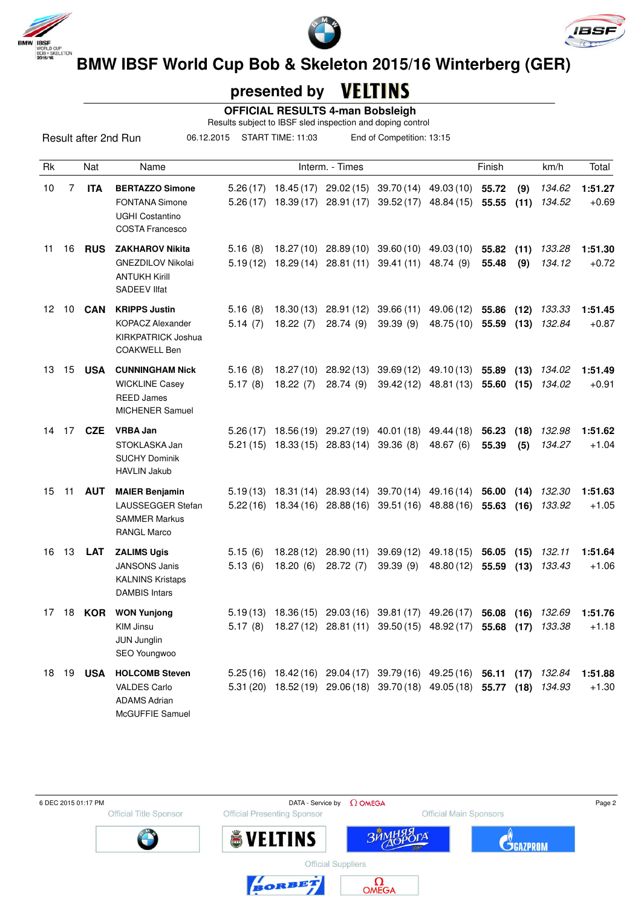# BMW IBSF World Cup Bob & Skeleton 2015/16 Winterberg (GER)

## presented by VELTINS

### OFFICIAL RESULTS 4-man Bobsleigh

Results subject to IBSF sled inspection and doping control

Result after 2nd Run 06.12.2015 START TIME: 11:03 End of Competition: 13:15

| Rk | | Nat | Name | Interm. - Times | | | | | Finish | | km/h | Total |
|---|---|---|---|---|---|---|---|---|---|---|---|---|
| 10 | 7 | **ITA** | **BERTAZZO Simone** | 5.26 (17) | 18.45 (17) | 29.02 (15) | 39.70 (14) | 49.03 (10) | **55.72** | **(9)** | *134.62* | **1:51.27** |
| | | | FONTANA Simone | 5.26 (17) | 18.39 (17) | 28.91 (17) | 39.52 (17) | 48.84 (15) | **55.55** | **(11)** | *134.52* | +0.69 |
| | | | UGHI Costantino | | | | | | | | | |
| | | | COSTA Francesco | | | | | | | | | |
| 11 | 16 | **RUS** | **ZAKHAROV Nikita** | 5.16 (8) | 18.27 (10) | 28.89 (10) | 39.60 (10) | 49.03 (10) | **55.82** | **(11)** | *133.28* | **1:51.30** |
| | | | GNEZDILOV Nikolai | 5.19 (12) | 18.29 (14) | 28.81 (11) | 39.41 (11) | 48.74 (9) | **55.48** | **(9)** | *134.12* | +0.72 |
| | | | ANTUKH Kirill | | | | | | | | | |
| | | | SADEEV Ilfat | | | | | | | | | |
| 12 | 10 | **CAN** | **KRIPPS Justin** | 5.16 (8) | 18.30 (13) | 28.91 (12) | 39.66 (11) | 49.06 (12) | **55.86** | **(12)** | *133.33* | **1:51.45** |
| | | | KOPACZ Alexander | 5.14 (7) | 18.22 (7) | 28.74 (9) | 39.39 (9) | 48.75 (10) | **55.59** | **(13)** | *132.84* | +0.87 |
| | | | KIRKPATRICK Joshua | | | | | | | | | |
| | | | COAKWELL Ben | | | | | | | | | |
| 13 | 15 | **USA** | **CUNNINGHAM Nick** | 5.16 (8) | 18.27 (10) | 28.92 (13) | 39.69 (12) | 49.10 (13) | **55.89** | **(13)** | *134.02* | **1:51.49** |
| | | | WICKLINE Casey | 5.17 (8) | 18.22 (7) | 28.74 (9) | 39.42 (12) | 48.81 (13) | **55.60** | **(15)** | *134.02* | +0.91 |
| | | | REED James | | | | | | | | | |
| | | | MICHENER Samuel | | | | | | | | | |
| 14 | 17 | **CZE** | **VRBA Jan** | 5.26 (17) | 18.56 (19) | 29.27 (19) | 40.01 (18) | 49.44 (18) | **56.23** | **(18)** | *132.98* | **1:51.62** |
| | | | STOKLASKA Jan | 5.21 (15) | 18.33 (15) | 28.83 (14) | 39.36 (8) | 48.67 (6) | **55.39** | **(5)** | *134.27* | +1.04 |
| | | | SUCHY Dominik | | | | | | | | | |
| | | | HAVLIN Jakub | | | | | | | | | |
| 15 | 11 | **AUT** | **MAIER Benjamin** | 5.19 (13) | 18.31 (14) | 28.93 (14) | 39.70 (14) | 49.16 (14) | **56.00** | **(14)** | *132.30* | **1:51.63** |
| | | | LAUSSEGGER Stefan | 5.22 (16) | 18.34 (16) | 28.88 (16) | 39.51 (16) | 48.88 (16) | **55.63** | **(16)** | *133.92* | +1.05 |
| | | | SAMMER Markus | | | | | | | | | |
| | | | RANGL Marco | | | | | | | | | |
| 16 | 13 | **LAT** | **ZALIMS Ugis** | 5.15 (6) | 18.28 (12) | 28.90 (11) | 39.69 (12) | 49.18 (15) | **56.05** | **(15)** | *132.11* | **1:51.64** |
| | | | JANSONS Janis | 5.13 (6) | 18.20 (6) | 28.72 (7) | 39.39 (9) | 48.80 (12) | **55.59** | **(13)** | *133.43* | +1.06 |
| | | | KALNINS Kristaps | | | | | | | | | |
| | | | DAMBIS Intars | | | | | | | | | |
| 17 | 18 | **KOR** | **WON Yunjong** | 5.19 (13) | 18.36 (15) | 29.03 (16) | 39.81 (17) | 49.26 (17) | **56.08** | **(16)** | *132.69* | **1:51.76** |
| | | | KIM Jinsu | 5.17 (8) | 18.27 (12) | 28.81 (11) | 39.50 (15) | 48.92 (17) | **55.68** | **(17)** | *133.38* | +1.18 |
| | | | JUN Junglin | | | | | | | | | |
| | | | SEO Youngwoo | | | | | | | | | |
| 18 | 19 | **USA** | **HOLCOMB Steven** | 5.25 (16) | 18.42 (16) | 29.04 (17) | 39.79 (16) | 49.25 (16) | **56.11** | **(17)** | *132.84* | **1:51.88** |
| | | | VALDES Carlo | 5.31 (20) | 18.52 (19) | 29.06 (18) | 39.70 (18) | 49.05 (18) | **55.77** | **(18)** | *134.93* | +1.30 |
| | | | ADAMS Adrian | | | | | | | | | |
| | | | McGUFFIE Samuel | | | | | | | | | |

6 DEC 2015 01:17 PM DATA - Service by OMEGA

Official Title Sponsor · Official Presenting Sponsor · Official Main Sponsors

Official Suppliers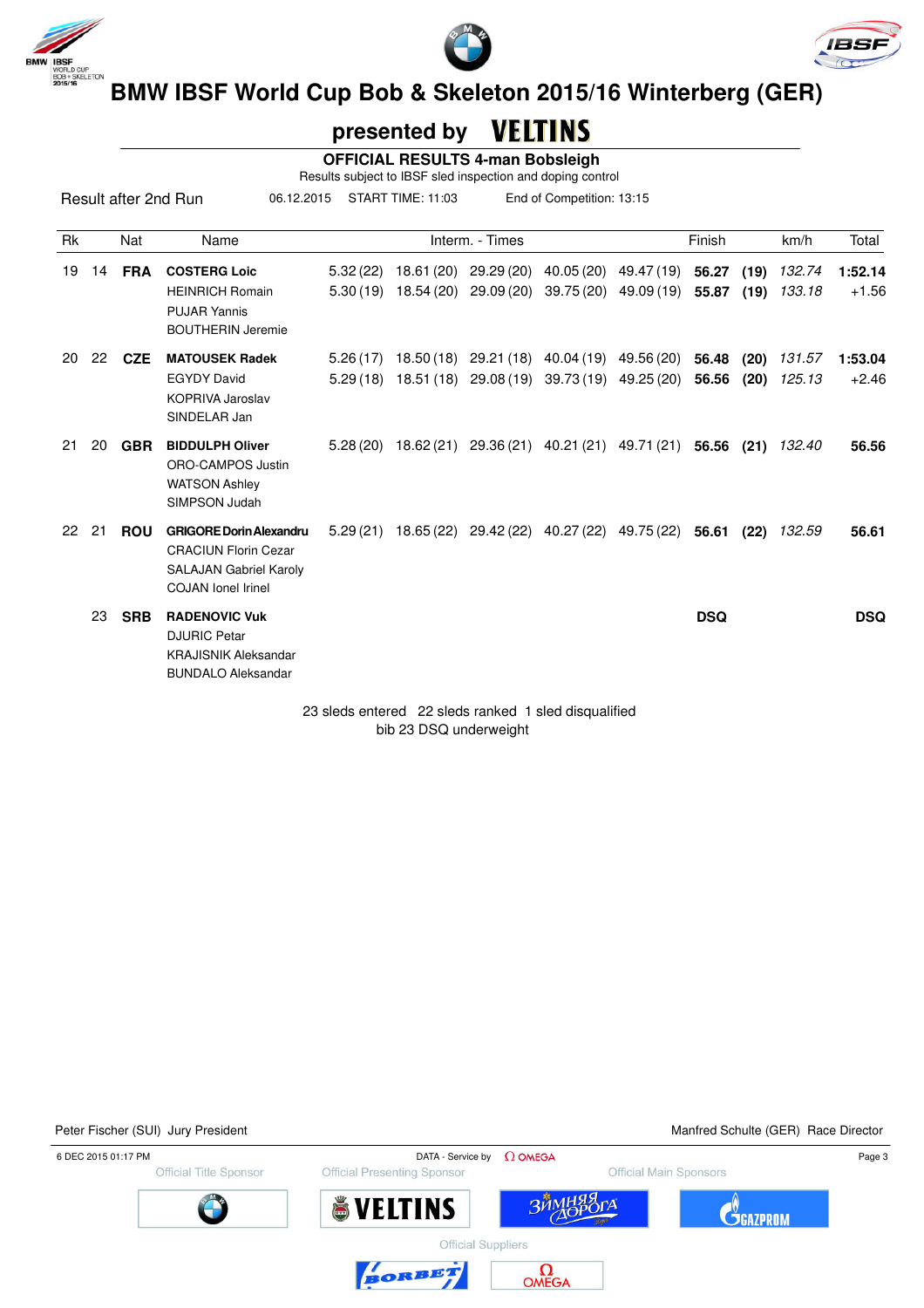# BMW IBSF World Cup Bob & Skeleton 2015/16 Winterberg (GER)

## presented by VELTINS

### OFFICIAL RESULTS 4-man Bobsleigh

Results subject to IBSF sled inspection and doping control

Result after 2nd Run　　06.12.2015　　START TIME: 11:03　　End of Competition: 13:15

| Rk | | Nat | Name | Interm. - Times | | | | | Finish | | km/h | Total |
|---|---|---|---|---|---|---|---|---|---|---|---|---|
| 19 | 14 | **FRA** | **COSTERG Loic** | 5.32 (22) | 18.61 (20) | 29.29 (20) | 40.05 (20) | 49.47 (19) | **56.27** | **(19)** | *132.74* | **1:52.14** |
| | | | HEINRICH Romain | 5.30 (19) | 18.54 (20) | 29.09 (20) | 39.75 (20) | 49.09 (19) | **55.87** | **(19)** | *133.18* | +1.56 |
| | | | PUJAR Yannis | | | | | | | | | |
| | | | BOUTHERIN Jeremie | | | | | | | | | |
| 20 | 22 | **CZE** | **MATOUSEK Radek** | 5.26 (17) | 18.50 (18) | 29.21 (18) | 40.04 (19) | 49.56 (20) | **56.48** | **(20)** | *131.57* | **1:53.04** |
| | | | EGYDY David | 5.29 (18) | 18.51 (18) | 29.08 (19) | 39.73 (19) | 49.25 (20) | **56.56** | **(20)** | *125.13* | +2.46 |
| | | | KOPRIVA Jaroslav | | | | | | | | | |
| | | | SINDELAR Jan | | | | | | | | | |
| 21 | 20 | **GBR** | **BIDDULPH Oliver** | 5.28 (20) | 18.62 (21) | 29.36 (21) | 40.21 (21) | 49.71 (21) | **56.56** | **(21)** | *132.40* | **56.56** |
| | | | ORO-CAMPOS Justin | | | | | | | | | |
| | | | WATSON Ashley | | | | | | | | | |
| | | | SIMPSON Judah | | | | | | | | | |
| 22 | 21 | **ROU** | **GRIGORE Dorin Alexandru** | 5.29 (21) | 18.65 (22) | 29.42 (22) | 40.27 (22) | 49.75 (22) | **56.61** | **(22)** | *132.59* | **56.61** |
| | | | CRACIUN Florin Cezar | | | | | | | | | |
| | | | SALAJAN Gabriel Karoly | | | | | | | | | |
| | | | COJAN Ionel Irinel | | | | | | | | | |
| | 23 | **SRB** | **RADENOVIC Vuk** | | | | | | **DSQ** | | | **DSQ** |
| | | | DJURIC Petar | | | | | | | | | |
| | | | KRAJISNIK Aleksandar | | | | | | | | | |
| | | | BUNDALO Aleksandar | | | | | | | | | |

23 sleds entered　22 sleds ranked　1 sled disqualified

bib 23 DSQ underweight

Peter Fischer (SUI) Jury President　　　　Manfred Schulte (GER) Race Director

6 DEC 2015 01:17 PM　　DATA - Service by OMEGA

Official Title Sponsor　Official Presenting Sponsor　Official Main Sponsors

Official Suppliers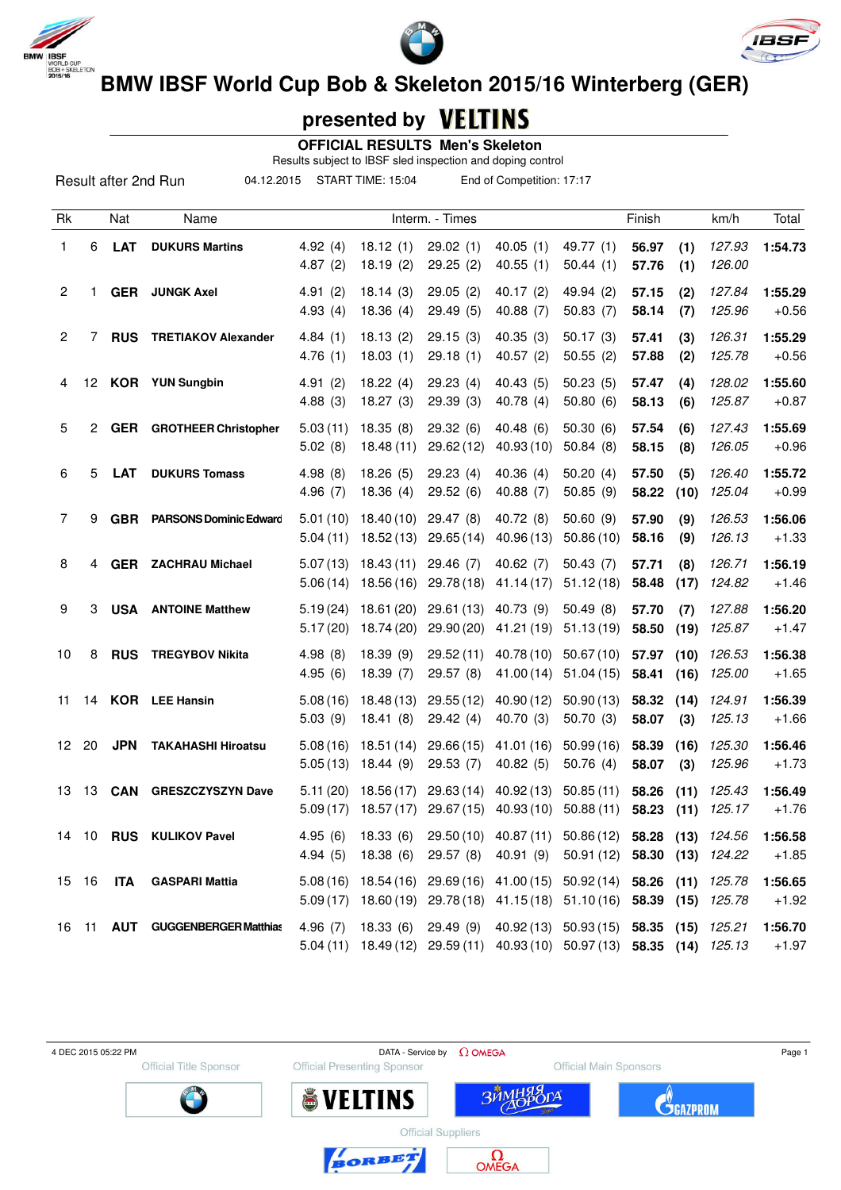# BMW IBSF World Cup Bob & Skeleton 2015/16 Winterberg (GER)

## presented by VELTINS

**OFFICIAL RESULTS Men's Skeleton**

Results subject to IBSF sled inspection and doping control

Result after 2nd Run | 04.12.2015 | START TIME: 15:04 | End of Competition: 17:17

| Rk | | Nat | Name | Interm. - Times | | | | | Finish | | km/h | Total |
|---|---|---|---|---|---|---|---|---|---|---|---|---|
| 1 | 6 | **LAT** | **DUKURS Martins** | 4.92 (4) | 18.12 (1) | 29.02 (1) | 40.05 (1) | 49.77 (1) | **56.97** | **(1)** | *127.93* | **1:54.73** |
| | | | | 4.87 (2) | 18.19 (2) | 29.25 (2) | 40.55 (1) | 50.44 (1) | **57.76** | **(1)** | *126.00* | |
| 2 | 1 | **GER** | **JUNGK Axel** | 4.91 (2) | 18.14 (3) | 29.05 (2) | 40.17 (2) | 49.94 (2) | **57.15** | **(2)** | *127.84* | **1:55.29** |
| | | | | 4.93 (4) | 18.36 (4) | 29.49 (5) | 40.88 (7) | 50.83 (7) | **58.14** | **(7)** | *125.96* | +0.56 |
| 2 | 7 | **RUS** | **TRETIAKOV Alexander** | 4.84 (1) | 18.13 (2) | 29.15 (3) | 40.35 (3) | 50.17 (3) | **57.41** | **(3)** | *126.31* | **1:55.29** |
| | | | | 4.76 (1) | 18.03 (1) | 29.18 (1) | 40.57 (2) | 50.55 (2) | **57.88** | **(2)** | *125.78* | +0.56 |
| 4 | 12 | **KOR** | **YUN Sungbin** | 4.91 (2) | 18.22 (4) | 29.23 (4) | 40.43 (5) | 50.23 (5) | **57.47** | **(4)** | *128.02* | **1:55.60** |
| | | | | 4.88 (3) | 18.27 (3) | 29.39 (3) | 40.78 (4) | 50.80 (6) | **58.13** | **(6)** | *125.87* | +0.87 |
| 5 | 2 | **GER** | **GROTHEER Christopher** | 5.03 (11) | 18.35 (8) | 29.32 (6) | 40.48 (6) | 50.30 (6) | **57.54** | **(6)** | *127.43* | **1:55.69** |
| | | | | 5.02 (8) | 18.48 (11) | 29.62 (12) | 40.93 (10) | 50.84 (8) | **58.15** | **(8)** | *126.05* | +0.96 |
| 6 | 5 | **LAT** | **DUKURS Tomass** | 4.98 (8) | 18.26 (5) | 29.23 (4) | 40.36 (4) | 50.20 (4) | **57.50** | **(5)** | *126.40* | **1:55.72** |
| | | | | 4.96 (7) | 18.36 (4) | 29.52 (6) | 40.88 (7) | 50.85 (9) | **58.22** | **(10)** | *125.04* | +0.99 |
| 7 | 9 | **GBR** | **PARSONS Dominic Edward** | 5.01 (10) | 18.40 (10) | 29.47 (8) | 40.72 (8) | 50.60 (9) | **57.90** | **(9)** | *126.53* | **1:56.06** |
| | | | | 5.04 (11) | 18.52 (13) | 29.65 (14) | 40.96 (13) | 50.86 (10) | **58.16** | **(9)** | *126.13* | +1.33 |
| 8 | 4 | **GER** | **ZACHRAU Michael** | 5.07 (13) | 18.43 (11) | 29.46 (7) | 40.62 (7) | 50.43 (7) | **57.71** | **(8)** | *126.71* | **1:56.19** |
| | | | | 5.06 (14) | 18.56 (16) | 29.78 (18) | 41.14 (17) | 51.12 (18) | **58.48** | **(17)** | *124.82* | +1.46 |
| 9 | 3 | **USA** | **ANTOINE Matthew** | 5.19 (24) | 18.61 (20) | 29.61 (13) | 40.73 (9) | 50.49 (8) | **57.70** | **(7)** | *127.88* | **1:56.20** |
| | | | | 5.17 (20) | 18.74 (20) | 29.90 (20) | 41.21 (19) | 51.13 (19) | **58.50** | **(19)** | *125.87* | +1.47 |
| 10 | 8 | **RUS** | **TREGYBOV Nikita** | 4.98 (8) | 18.39 (9) | 29.52 (11) | 40.78 (10) | 50.67 (10) | **57.97** | **(10)** | *126.53* | **1:56.38** |
| | | | | 4.95 (6) | 18.39 (7) | 29.57 (8) | 41.00 (14) | 51.04 (15) | **58.41** | **(16)** | *125.00* | +1.65 |
| 11 | 14 | **KOR** | **LEE Hansin** | 5.08 (16) | 18.48 (13) | 29.55 (12) | 40.90 (12) | 50.90 (13) | **58.32** | **(14)** | *124.91* | **1:56.39** |
| | | | | 5.03 (9) | 18.41 (8) | 29.42 (4) | 40.70 (3) | 50.70 (3) | **58.07** | **(3)** | *125.13* | +1.66 |
| 12 | 20 | **JPN** | **TAKAHASHI Hiroatsu** | 5.08 (16) | 18.51 (14) | 29.66 (15) | 41.01 (16) | 50.99 (16) | **58.39** | **(16)** | *125.30* | **1:56.46** |
| | | | | 5.05 (13) | 18.44 (9) | 29.53 (7) | 40.82 (5) | 50.76 (4) | **58.07** | **(3)** | *125.96* | +1.73 |
| 13 | 13 | **CAN** | **GRESZCZYSZYN Dave** | 5.11 (20) | 18.56 (17) | 29.63 (14) | 40.92 (13) | 50.85 (11) | **58.26** | **(11)** | *125.43* | **1:56.49** |
| | | | | 5.09 (17) | 18.57 (17) | 29.67 (15) | 40.93 (10) | 50.88 (11) | **58.23** | **(11)** | *125.17* | +1.76 |
| 14 | 10 | **RUS** | **KULIKOV Pavel** | 4.95 (6) | 18.33 (6) | 29.50 (10) | 40.87 (11) | 50.86 (12) | **58.28** | **(13)** | *124.56* | **1:56.58** |
| | | | | 4.94 (5) | 18.38 (6) | 29.57 (8) | 40.91 (9) | 50.91 (12) | **58.30** | **(13)** | *124.22* | +1.85 |
| 15 | 16 | **ITA** | **GASPARI Mattia** | 5.08 (16) | 18.54 (16) | 29.69 (16) | 41.00 (15) | 50.92 (14) | **58.26** | **(11)** | *125.78* | **1:56.65** |
| | | | | 5.09 (17) | 18.60 (19) | 29.78 (18) | 41.15 (18) | 51.10 (16) | **58.39** | **(15)** | *125.78* | +1.92 |
| 16 | 11 | **AUT** | **GUGGENBERGER Matthias** | 4.96 (7) | 18.33 (6) | 29.49 (9) | 40.92 (13) | 50.93 (15) | **58.35** | **(15)** | *125.21* | **1:56.70** |
| | | | | 5.04 (11) | 18.49 (12) | 29.59 (11) | 40.93 (10) | 50.97 (13) | **58.35** | **(14)** | *125.13* | +1.97 |

4 DEC 2015 05:22 PM — DATA - Service by OMEGA

Official Title Sponsor — Official Presenting Sponsor — Official Main Sponsors

Official Suppliers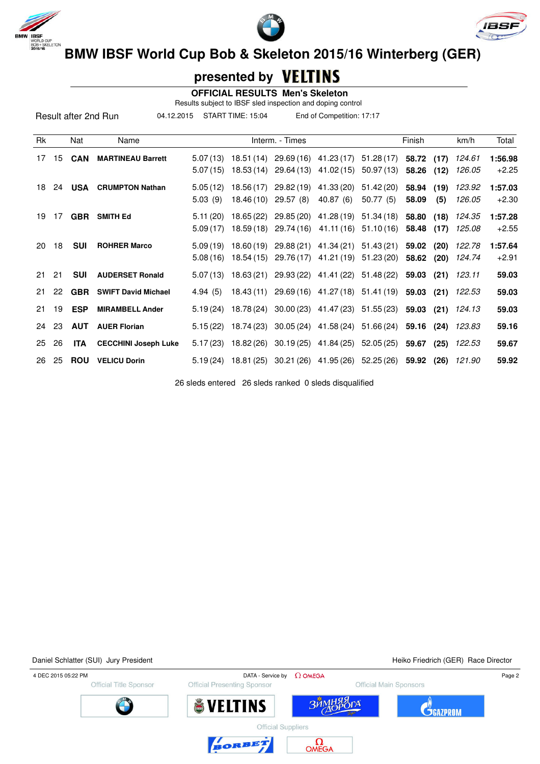# BMW IBSF World Cup Bob & Skeleton 2015/16 Winterberg (GER)

## presented by VELTINS

### OFFICIAL RESULTS Men's Skeleton

Results subject to IBSF sled inspection and doping control

Result after 2nd Run | 04.12.2015 | START TIME: 15:04 | End of Competition: 17:17

| Rk | | Nat | Name | Interm. - Times | | | | | Finish | | km/h | Total |
|---|---|---|---|---|---|---|---|---|---|---|---|---|
| 17 | 15 | **CAN** | **MARTINEAU Barrett** | 5.07 (13) | 18.51 (14) | 29.69 (16) | 41.23 (17) | 51.28 (17) | **58.72** | **(17)** | *124.61* | **1:56.98** |
| | | | | 5.07 (15) | 18.53 (14) | 29.64 (13) | 41.02 (15) | 50.97 (13) | **58.26** | **(12)** | *126.05* | +2.25 |
| 18 | 24 | **USA** | **CRUMPTON Nathan** | 5.05 (12) | 18.56 (17) | 29.82 (19) | 41.33 (20) | 51.42 (20) | **58.94** | **(19)** | *123.92* | **1:57.03** |
| | | | | 5.03 (9) | 18.46 (10) | 29.57 (8) | 40.87 (6) | 50.77 (5) | **58.09** | **(5)** | *126.05* | +2.30 |
| 19 | 17 | **GBR** | **SMITH Ed** | 5.11 (20) | 18.65 (22) | 29.85 (20) | 41.28 (19) | 51.34 (18) | **58.80** | **(18)** | *124.35* | **1:57.28** |
| | | | | 5.09 (17) | 18.59 (18) | 29.74 (16) | 41.11 (16) | 51.10 (16) | **58.48** | **(17)** | *125.08* | +2.55 |
| 20 | 18 | **SUI** | **ROHRER Marco** | 5.09 (19) | 18.60 (19) | 29.88 (21) | 41.34 (21) | 51.43 (21) | **59.02** | **(20)** | *122.78* | **1:57.64** |
| | | | | 5.08 (16) | 18.54 (15) | 29.76 (17) | 41.21 (19) | 51.23 (20) | **58.62** | **(20)** | *124.74* | +2.91 |
| 21 | 21 | **SUI** | **AUDERSET Ronald** | 5.07 (13) | 18.63 (21) | 29.93 (22) | 41.41 (22) | 51.48 (22) | **59.03** | **(21)** | *123.11* | **59.03** |
| 21 | 22 | **GBR** | **SWIFT David Michael** | 4.94 (5) | 18.43 (11) | 29.69 (16) | 41.27 (18) | 51.41 (19) | **59.03** | **(21)** | *122.53* | **59.03** |
| 21 | 19 | **ESP** | **MIRAMBELL Ander** | 5.19 (24) | 18.78 (24) | 30.00 (23) | 41.47 (23) | 51.55 (23) | **59.03** | **(21)** | *124.13* | **59.03** |
| 24 | 23 | **AUT** | **AUER Florian** | 5.15 (22) | 18.74 (23) | 30.05 (24) | 41.58 (24) | 51.66 (24) | **59.16** | **(24)** | *123.83* | **59.16** |
| 25 | 26 | **ITA** | **CECCHINI Joseph Luke** | 5.17 (23) | 18.82 (26) | 30.19 (25) | 41.84 (25) | 52.05 (25) | **59.67** | **(25)** | *122.53* | **59.67** |
| 26 | 25 | **ROU** | **VELICU Dorin** | 5.19 (24) | 18.81 (25) | 30.21 (26) | 41.95 (26) | 52.25 (26) | **59.92** | **(26)** | *121.90* | **59.92** |

26 sleds entered 26 sleds ranked 0 sleds disqualified

Daniel Schlatter (SUI) Jury President

Heiko Friedrich (GER) Race Director

4 DEC 2015 05:22 PM

DATA - Service by OMEGA

Official Title Sponsor | Official Presenting Sponsor | Official Main Sponsors

Official Suppliers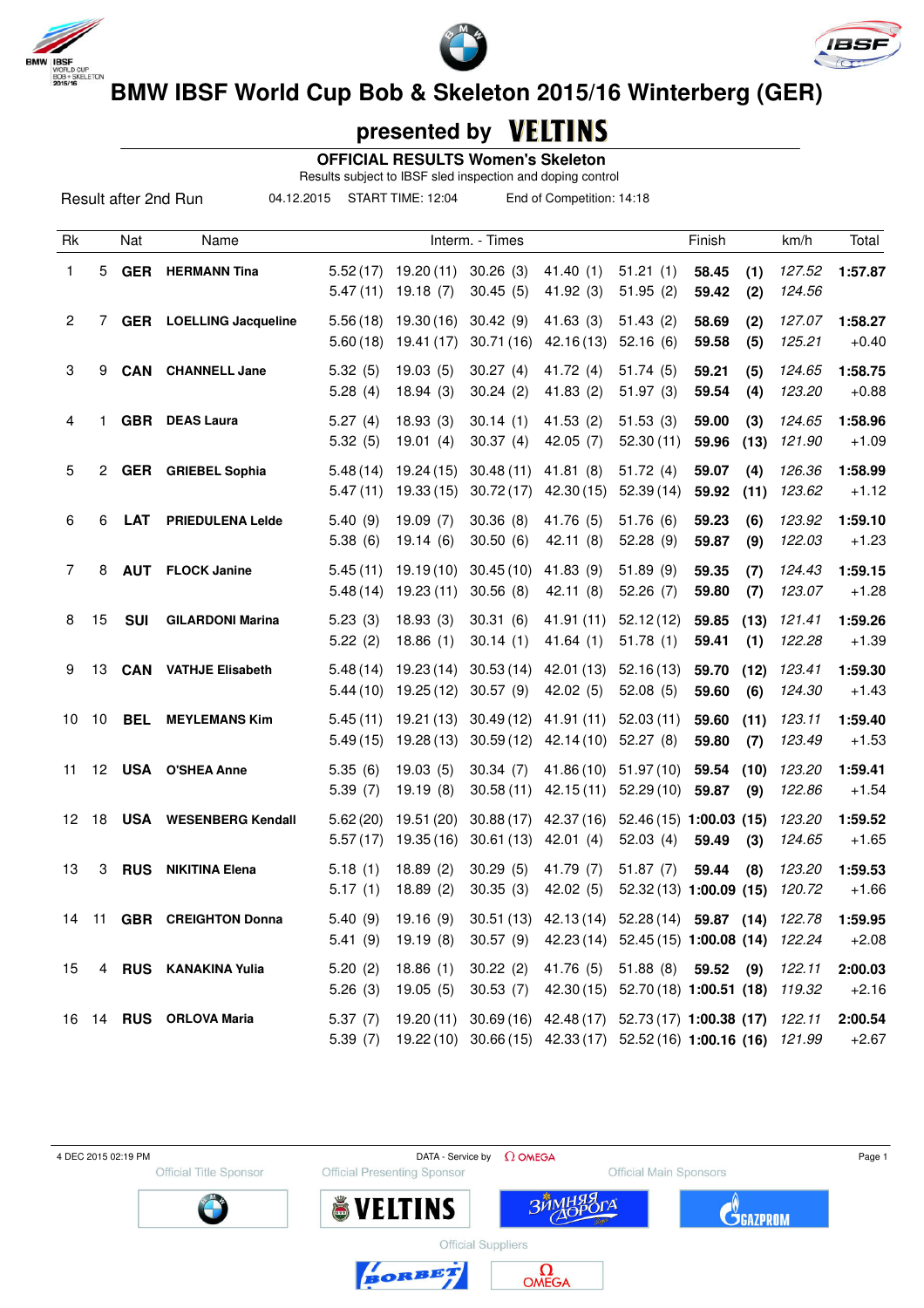# BMW IBSF World Cup Bob & Skeleton 2015/16 Winterberg (GER)

## presented by VELTINS

### OFFICIAL RESULTS Women's Skeleton

Results subject to IBSF sled inspection and doping control

Result after 2nd Run — 04.12.2015 — START TIME: 12:04 — End of Competition: 14:18

| Rk | | Nat | Name | Interm. - Times | | | | | Finish | | km/h | Total |
|---|---|---|---|---|---|---|---|---|---|---|---|---|
| 1 | 5 | **GER** | **HERMANN Tina** | 5.52 (17) | 19.20 (11) | 30.26 (3) | 41.40 (1) | 51.21 (1) | **58.45** | **(1)** | *127.52* | **1:57.87** |
| | | | | 5.47 (11) | 19.18 (7) | 30.45 (5) | 41.92 (3) | 51.95 (2) | **59.42** | **(2)** | *124.56* | |
| 2 | 7 | **GER** | **LOELLING Jacqueline** | 5.56 (18) | 19.30 (16) | 30.42 (9) | 41.63 (3) | 51.43 (2) | **58.69** | **(2)** | *127.07* | **1:58.27** |
| | | | | 5.60 (18) | 19.41 (17) | 30.71 (16) | 42.16 (13) | 52.16 (6) | **59.58** | **(5)** | *125.21* | +0.40 |
| 3 | 9 | **CAN** | **CHANNELL Jane** | 5.32 (5) | 19.03 (5) | 30.27 (4) | 41.72 (4) | 51.74 (5) | **59.21** | **(5)** | *124.65* | **1:58.75** |
| | | | | 5.28 (4) | 18.94 (3) | 30.24 (2) | 41.83 (2) | 51.97 (3) | **59.54** | **(4)** | *123.20* | +0.88 |
| 4 | 1 | **GBR** | **DEAS Laura** | 5.27 (4) | 18.93 (3) | 30.14 (1) | 41.53 (2) | 51.53 (3) | **59.00** | **(3)** | *124.65* | **1:58.96** |
| | | | | 5.32 (5) | 19.01 (4) | 30.37 (4) | 42.05 (7) | 52.30 (11) | **59.96** | **(13)** | *121.90* | +1.09 |
| 5 | 2 | **GER** | **GRIEBEL Sophia** | 5.48 (14) | 19.24 (15) | 30.48 (11) | 41.81 (8) | 51.72 (4) | **59.07** | **(4)** | *126.36* | **1:58.99** |
| | | | | 5.47 (11) | 19.33 (15) | 30.72 (17) | 42.30 (15) | 52.39 (14) | **59.92** | **(11)** | *123.62* | +1.12 |
| 6 | 6 | **LAT** | **PRIEDULENA Lelde** | 5.40 (9) | 19.09 (7) | 30.36 (8) | 41.76 (5) | 51.76 (6) | **59.23** | **(6)** | *123.92* | **1:59.10** |
| | | | | 5.38 (6) | 19.14 (6) | 30.50 (6) | 42.11 (8) | 52.28 (9) | **59.87** | **(9)** | *122.03* | +1.23 |
| 7 | 8 | **AUT** | **FLOCK Janine** | 5.45 (11) | 19.19 (10) | 30.45 (10) | 41.83 (9) | 51.89 (9) | **59.35** | **(7)** | *124.43* | **1:59.15** |
| | | | | 5.48 (14) | 19.23 (11) | 30.56 (8) | 42.11 (8) | 52.26 (7) | **59.80** | **(7)** | *123.07* | +1.28 |
| 8 | 15 | **SUI** | **GILARDONI Marina** | 5.23 (3) | 18.93 (3) | 30.31 (6) | 41.91 (11) | 52.12 (12) | **59.85** | **(13)** | *121.41* | **1:59.26** |
| | | | | 5.22 (2) | 18.86 (1) | 30.14 (1) | 41.64 (1) | 51.78 (1) | **59.41** | **(1)** | *122.28* | +1.39 |
| 9 | 13 | **CAN** | **VATHJE Elisabeth** | 5.48 (14) | 19.23 (14) | 30.53 (14) | 42.01 (13) | 52.16 (13) | **59.70** | **(12)** | *123.41* | **1:59.30** |
| | | | | 5.44 (10) | 19.25 (12) | 30.57 (9) | 42.02 (5) | 52.08 (5) | **59.60** | **(6)** | *124.30* | +1.43 |
| 10 | 10 | **BEL** | **MEYLEMANS Kim** | 5.45 (11) | 19.21 (13) | 30.49 (12) | 41.91 (11) | 52.03 (11) | **59.60** | **(11)** | *123.11* | **1:59.40** |
| | | | | 5.49 (15) | 19.28 (13) | 30.59 (12) | 42.14 (10) | 52.27 (8) | **59.80** | **(7)** | *123.49* | +1.53 |
| 11 | 12 | **USA** | **O'SHEA Anne** | 5.35 (6) | 19.03 (5) | 30.34 (7) | 41.86 (10) | 51.97 (10) | **59.54** | **(10)** | *123.20* | **1:59.41** |
| | | | | 5.39 (7) | 19.19 (8) | 30.58 (11) | 42.15 (11) | 52.29 (10) | **59.87** | **(9)** | *122.86* | +1.54 |
| 12 | 18 | **USA** | **WESENBERG Kendall** | 5.62 (20) | 19.51 (20) | 30.88 (17) | 42.37 (16) | 52.46 (15) | **1:00.03** | **(15)** | *123.20* | **1:59.52** |
| | | | | 5.57 (17) | 19.35 (16) | 30.61 (13) | 42.01 (4) | 52.03 (4) | **59.49** | **(3)** | *124.65* | +1.65 |
| 13 | 3 | **RUS** | **NIKITINA Elena** | 5.18 (1) | 18.89 (2) | 30.29 (5) | 41.79 (7) | 51.87 (7) | **59.44** | **(8)** | *123.20* | **1:59.53** |
| | | | | 5.17 (1) | 18.89 (2) | 30.35 (3) | 42.02 (5) | 52.32 (13) | **1:00.09** | **(15)** | *120.72* | +1.66 |
| 14 | 11 | **GBR** | **CREIGHTON Donna** | 5.40 (9) | 19.16 (9) | 30.51 (13) | 42.13 (14) | 52.28 (14) | **59.87** | **(14)** | *122.78* | **1:59.95** |
| | | | | 5.41 (9) | 19.19 (8) | 30.57 (9) | 42.23 (14) | 52.45 (15) | **1:00.08** | **(14)** | *122.24* | +2.08 |
| 15 | 4 | **RUS** | **KANAKINA Yulia** | 5.20 (2) | 18.86 (1) | 30.22 (2) | 41.76 (5) | 51.88 (8) | **59.52** | **(9)** | *122.11* | **2:00.03** |
| | | | | 5.26 (3) | 19.05 (5) | 30.53 (7) | 42.30 (15) | 52.70 (18) | **1:00.51** | **(18)** | *119.32* | +2.16 |
| 16 | 14 | **RUS** | **ORLOVA Maria** | 5.37 (7) | 19.20 (11) | 30.69 (16) | 42.48 (17) | 52.73 (17) | **1:00.38** | **(17)** | *122.11* | **2:00.54** |
| | | | | 5.39 (7) | 19.22 (10) | 30.66 (15) | 42.33 (17) | 52.52 (16) | **1:00.16** | **(16)** | *121.99* | +2.67 |

4 DEC 2015 02:19 PM — DATA - Service by OMEGA

Official Title Sponsor — Official Presenting Sponsor — Official Main Sponsors

Official Suppliers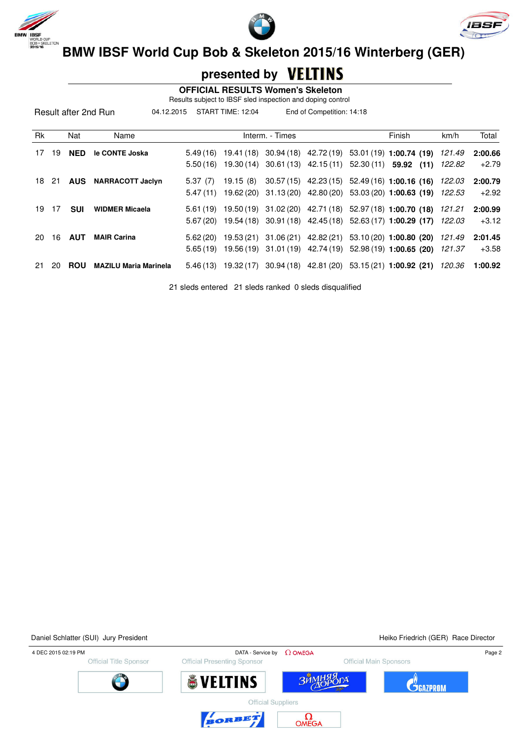# BMW IBSF World Cup Bob & Skeleton 2015/16 Winterberg (GER)

## presented by VELTINS

**OFFICIAL RESULTS Women's Skeleton**

Results subject to IBSF sled inspection and doping control

Result after 2nd Run | 04.12.2015 | START TIME: 12:04 | End of Competition: 14:18

| Rk | | Nat | Name | Interm. - Times | | | | | Finish | km/h | Total |
|---|---|---|---|---|---|---|---|---|---|---|---|
| 17 | 19 | **NED** | **le CONTE Joska** | 5.49 (16) | 19.41 (18) | 30.94 (18) | 42.72 (19) | 53.01 (19) | **1:00.74 (19)** | *121.49* | **2:00.66** |
| | | | | 5.50 (16) | 19.30 (14) | 30.61 (13) | 42.15 (11) | 52.30 (11) | **59.92 (11)** | *122.82* | +2.79 |
| 18 | 21 | **AUS** | **NARRACOTT Jaclyn** | 5.37 (7) | 19.15 (8) | 30.57 (15) | 42.23 (15) | 52.49 (16) | **1:00.16 (16)** | *122.03* | **2:00.79** |
| | | | | 5.47 (11) | 19.62 (20) | 31.13 (20) | 42.80 (20) | 53.03 (20) | **1:00.63 (19)** | *122.53* | +2.92 |
| 19 | 17 | **SUI** | **WIDMER Micaela** | 5.61 (19) | 19.50 (19) | 31.02 (20) | 42.71 (18) | 52.97 (18) | **1:00.70 (18)** | *121.21* | **2:00.99** |
| | | | | 5.67 (20) | 19.54 (18) | 30.91 (18) | 42.45 (18) | 52.63 (17) | **1:00.29 (17)** | *122.03* | +3.12 |
| 20 | 16 | **AUT** | **MAIR Carina** | 5.62 (20) | 19.53 (21) | 31.06 (21) | 42.82 (21) | 53.10 (20) | **1:00.80 (20)** | *121.49* | **2:01.45** |
| | | | | 5.65 (19) | 19.56 (19) | 31.01 (19) | 42.74 (19) | 52.98 (19) | **1:00.65 (20)** | *121.37* | +3.58 |
| 21 | 20 | **ROU** | **MAZILU Maria Marinela** | 5.46 (13) | 19.32 (17) | 30.94 (18) | 42.81 (20) | 53.15 (21) | **1:00.92 (21)** | *120.36* | **1:00.92** |

21 sleds entered   21 sleds ranked   0 sleds disqualified

Daniel Schlatter (SUI) Jury President

Heiko Friedrich (GER) Race Director

4 DEC 2015 02:19 PM

DATA - Service by OMEGA

Official Title Sponsor

Official Presenting Sponsor

Official Main Sponsors

Official Suppliers